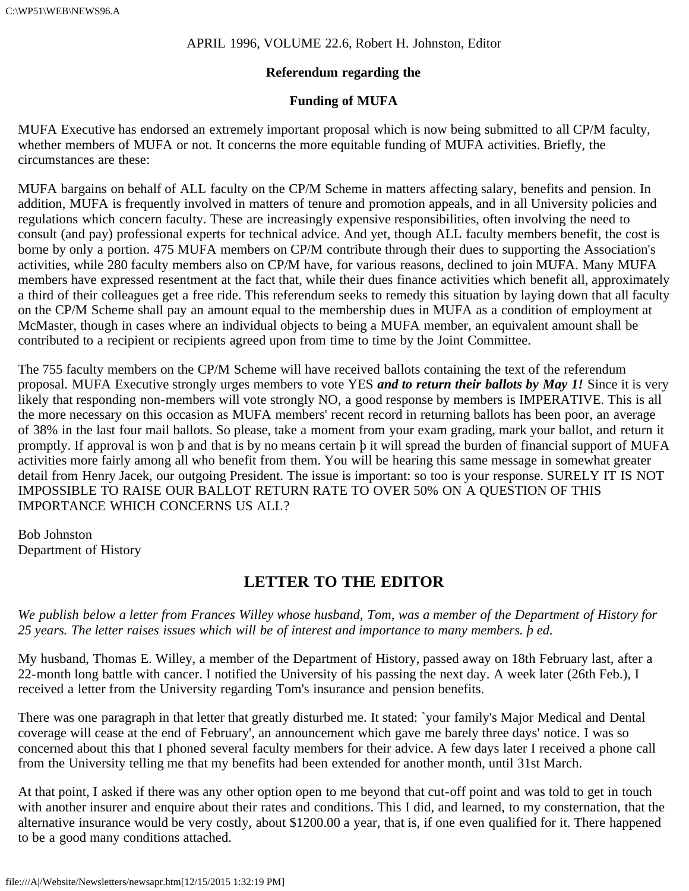APRIL 1996, VOLUME 22.6, Robert H. Johnston, Editor

## Referendum regarding the Funding of MUFA

MUFA Executive has endorsed an extremely important proposal which is now being submitted to all CP/M faculty, whether members of MUFA or not. It concerns the more equitable funding of MUFA activities. Briefly, the circumstances are these:

MUFA bargains on behalf of ALL faculty on the CP/M Scheme in matters affecting salary, benefits and pension. In addition, MUFA is frequently involved in matters of tenure and promotion appeals, and in all University policies and regulations which concern faculty. These are increasingly expensive responsibilities, often involving the need to consult (and pay) professional experts for technical advice. And yet, though ALL faculty members benefit, the cost is borne by only a portion. 475 MUFA members on CP/M contribute through their dues to supporting the Association's activities, while 280 faculty members also on CP/M have, for various reasons, declined to join MUFA. Many MUFA members have expressed resentment at the fact that, while their dues finance activities which benefit all, approximately a third of their colleagues get a free ride. This referendum seeks to remedy this situation by laying down that all faculty on the CP/M Scheme shall pay an amount equal to the membership dues in MUFA as a condition of employment at McMaster, though in cases where an individual objects to being a MUFA member, an equivalent amount shall be contributed to a recipient or recipients agreed upon from time to time by the Joint Committee.

The 755 faculty members on the CP/M Scheme will have received ballots containing the text of the referendum proposal. MUFA Executive strongly urges members to vote YES ***and to return their ballots by May 1!*** Since it is very likely that responding non-members will vote strongly NO, a good response by members is IMPERATIVE. This is all the more necessary on this occasion as MUFA members' recent record in returning ballots has been poor, an average of 38% in the last four mail ballots. So please, take a moment from your exam grading, mark your ballot, and return it promptly. If approval is won þ and that is by no means certain þ it will spread the burden of financial support of MUFA activities more fairly among all who benefit from them. You will be hearing this same message in somewhat greater detail from Henry Jacek, our outgoing President. The issue is important: so too is your response. SURELY IT IS NOT IMPOSSIBLE TO RAISE OUR BALLOT RETURN RATE TO OVER 50% ON A QUESTION OF THIS IMPORTANCE WHICH CONCERNS US ALL?

Bob Johnston
Department of History

## LETTER TO THE EDITOR

*We publish below a letter from Frances Willey whose husband, Tom, was a member of the Department of History for 25 years. The letter raises issues which will be of interest and importance to many members. þ ed.*

My husband, Thomas E. Willey, a member of the Department of History, passed away on 18th February last, after a 22-month long battle with cancer. I notified the University of his passing the next day. A week later (26th Feb.), I received a letter from the University regarding Tom's insurance and pension benefits.

There was one paragraph in that letter that greatly disturbed me. It stated: `your family's Major Medical and Dental coverage will cease at the end of February', an announcement which gave me barely three days' notice. I was so concerned about this that I phoned several faculty members for their advice. A few days later I received a phone call from the University telling me that my benefits had been extended for another month, until 31st March.

At that point, I asked if there was any other option open to me beyond that cut-off point and was told to get in touch with another insurer and enquire about their rates and conditions. This I did, and learned, to my consternation, that the alternative insurance would be very costly, about $1200.00 a year, that is, if one even qualified for it. There happened to be a good many conditions attached.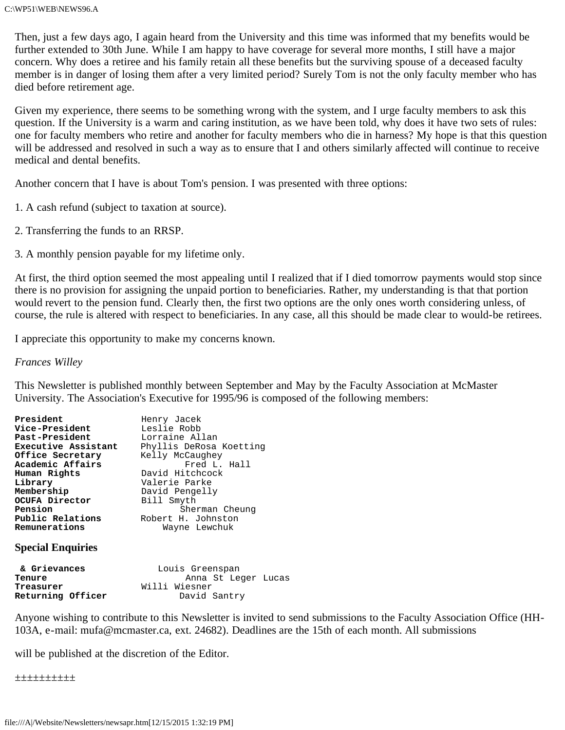Then, just a few days ago, I again heard from the University and this time was informed that my benefits would be further extended to 30th June. While I am happy to have coverage for several more months, I still have a major concern. Why does a retiree and his family retain all these benefits but the surviving spouse of a deceased faculty member is in danger of losing them after a very limited period? Surely Tom is not the only faculty member who has died before retirement age.

Given my experience, there seems to be something wrong with the system, and I urge faculty members to ask this question. If the University is a warm and caring institution, as we have been told, why does it have two sets of rules: one for faculty members who retire and another for faculty members who die in harness? My hope is that this question will be addressed and resolved in such a way as to ensure that I and others similarly affected will continue to receive medical and dental benefits.

Another concern that I have is about Tom's pension. I was presented with three options:

1. A cash refund (subject to taxation at source).

2. Transferring the funds to an RRSP.

3. A monthly pension payable for my lifetime only.

At first, the third option seemed the most appealing until I realized that if I died tomorrow payments would stop since there is no provision for assigning the unpaid portion to beneficiaries. Rather, my understanding is that that portion would revert to the pension fund. Clearly then, the first two options are the only ones worth considering unless, of course, the rule is altered with respect to beneficiaries. In any case, all this should be made clear to would-be retirees.

I appreciate this opportunity to make my concerns known.

*Frances Willey*

This Newsletter is published monthly between September and May by the Faculty Association at McMaster University. The Association's Executive for 1995/96 is composed of the following members:

| | |
|---|---|
| **President** | Henry Jacek |
| **Vice-President** | Leslie Robb |
| **Past-President** | Lorraine Allan |
| **Executive Assistant** | Phyllis DeRosa Koetting |
| **Office Secretary** | Kelly McCaughey |
| **Academic Affairs** | Fred L. Hall |
| **Human Rights** | David Hitchcock |
| **Library** | Valerie Parke |
| **Membership** | David Pengelly |
| **OCUFA Director** | Bill Smyth |
| **Pension** | Sherman Cheung |
| **Public Relations** | Robert H. Johnston |
| **Remunerations** | Wayne Lewchuk |

**Special Enquiries**

| | |
|---|---|
| **& Grievances** | Louis Greenspan |
| **Tenure** | Anna St Leger Lucas |
| **Treasurer** | Willi Wiesner |
| **Returning Officer** | David Santry |

Anyone wishing to contribute to this Newsletter is invited to send submissions to the Faculty Association Office (HH-103A, e-mail: mufa@mcmaster.ca, ext. 24682). Deadlines are the 15th of each month. All submissions

will be published at the discretion of the Editor.

++++++++++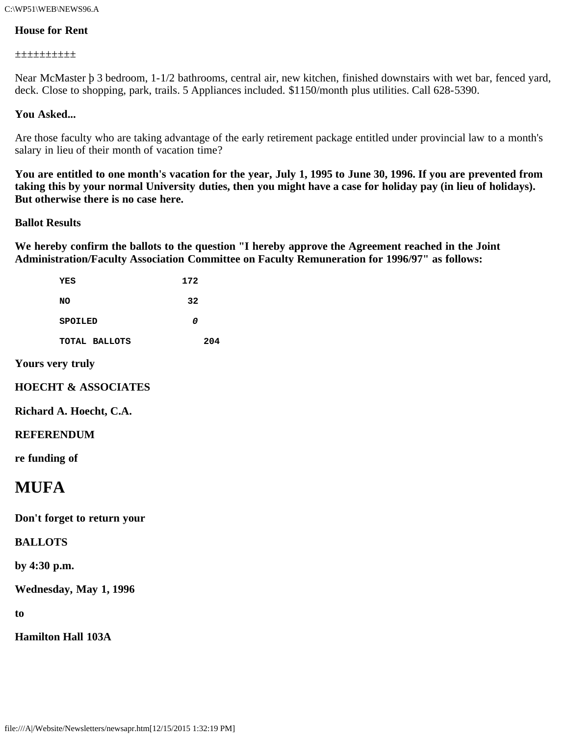**House for Rent**

±±±±±±±±±±

Near McMaster þ 3 bedroom, 1-1/2 bathrooms, central air, new kitchen, finished downstairs with wet bar, fenced yard, deck. Close to shopping, park, trails. 5 Appliances included. $1150/month plus utilities. Call 628-5390.

**You Asked...**

Are those faculty who are taking advantage of the early retirement package entitled under provincial law to a month's salary in lieu of their month of vacation time?

**You are entitled to one month's vacation for the year, July 1, 1995 to June 30, 1996. If you are prevented from taking this by your normal University duties, then you might have a case for holiday pay (in lieu of holidays). But otherwise there is no case here.**

**Ballot Results**

**We hereby confirm the ballots to the question "I hereby approve the Agreement reached in the Joint Administration/Faculty Association Committee on Faculty Remuneration for 1996/97" as follows:**

| | |
|---|---|
| **YES** | **172** |
| **NO** | **32** |
| **SPOILED** | ***0*** |
| **TOTAL BALLOTS** | **204** |

**Yours very truly**

**HOECHT & ASSOCIATES**

**Richard A. Hoecht, C.A.**

**REFERENDUM**

**re funding of**

# MUFA

**Don't forget to return your**

**BALLOTS**

**by 4:30 p.m.**

**Wednesday, May 1, 1996**

**to**

**Hamilton Hall 103A**